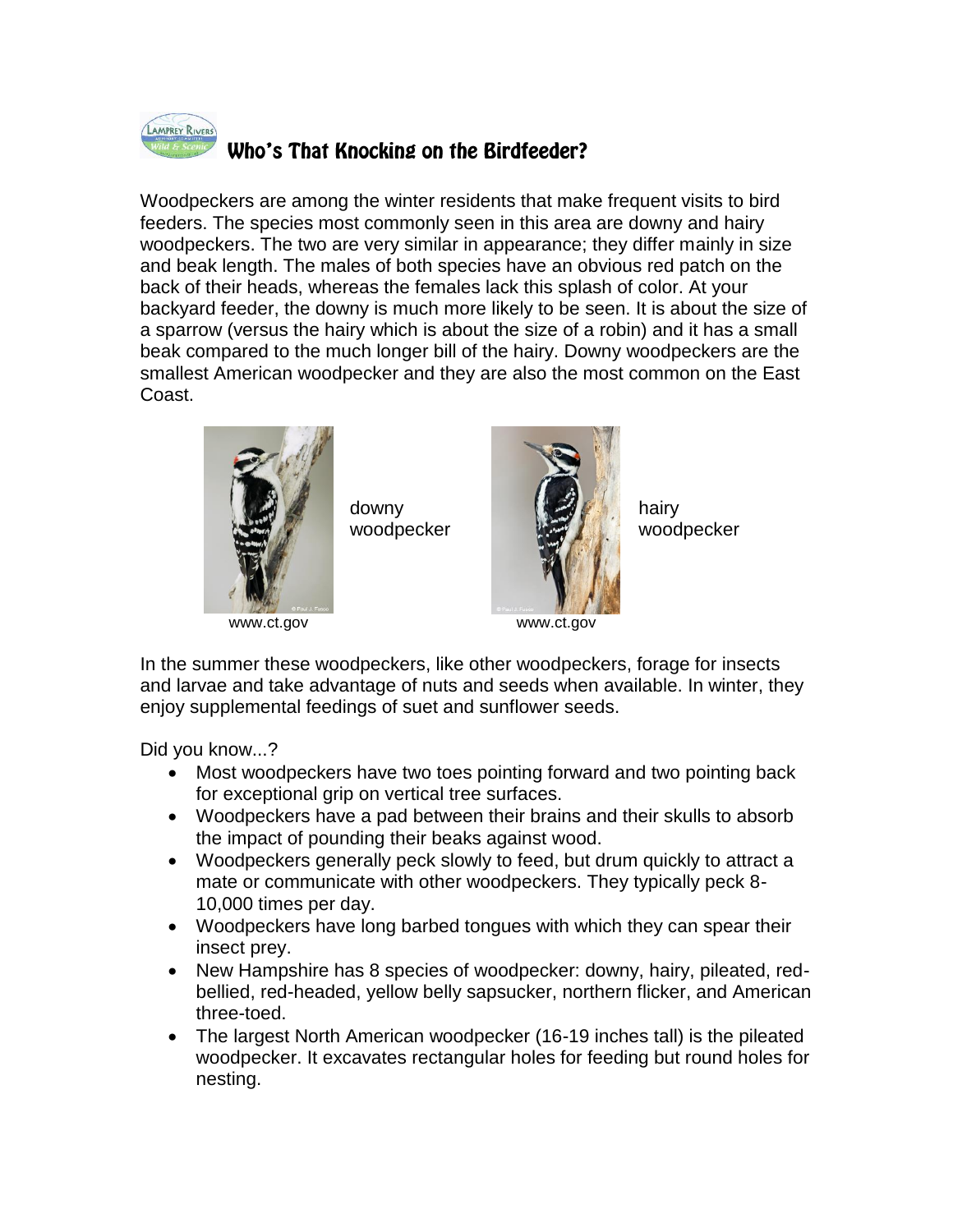# Who's That Knocking on the Birdfeeder?

Woodpeckers are among the winter residents that make frequent visits to bird feeders. The species most commonly seen in this area are downy and hairy woodpeckers. The two are very similar in appearance; they differ mainly in size and beak length. The males of both species have an obvious red patch on the back of their heads, whereas the females lack this splash of color. At your backyard feeder, the downy is much more likely to be seen. It is about the size of a sparrow (versus the hairy which is about the size of a robin) and it has a small beak compared to the much longer bill of the hairy. Downy woodpeckers are the smallest American woodpecker and they are also the most common on the East Coast.

downy woodpecker

www.ct.gov

hairy woodpecker

www.ct.gov

In the summer these woodpeckers, like other woodpeckers, forage for insects and larvae and take advantage of nuts and seeds when available. In winter, they enjoy supplemental feedings of suet and sunflower seeds.

Did you know...?

- Most woodpeckers have two toes pointing forward and two pointing back for exceptional grip on vertical tree surfaces.
- Woodpeckers have a pad between their brains and their skulls to absorb the impact of pounding their beaks against wood.
- Woodpeckers generally peck slowly to feed, but drum quickly to attract a mate or communicate with other woodpeckers. They typically peck 8-10,000 times per day.
- Woodpeckers have long barbed tongues with which they can spear their insect prey.
- New Hampshire has 8 species of woodpecker: downy, hairy, pileated, red-bellied, red-headed, yellow belly sapsucker, northern flicker, and American three-toed.
- The largest North American woodpecker (16-19 inches tall) is the pileated woodpecker. It excavates rectangular holes for feeding but round holes for nesting.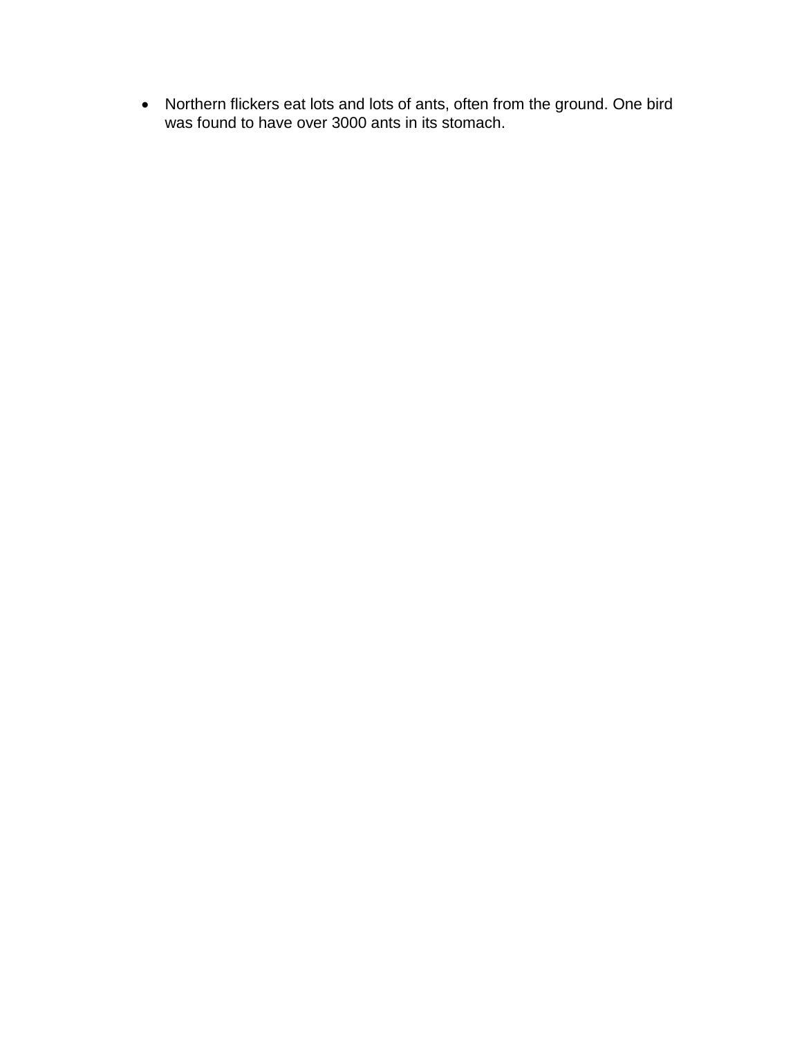- Northern flickers eat lots and lots of ants, often from the ground. One bird was found to have over 3000 ants in its stomach.